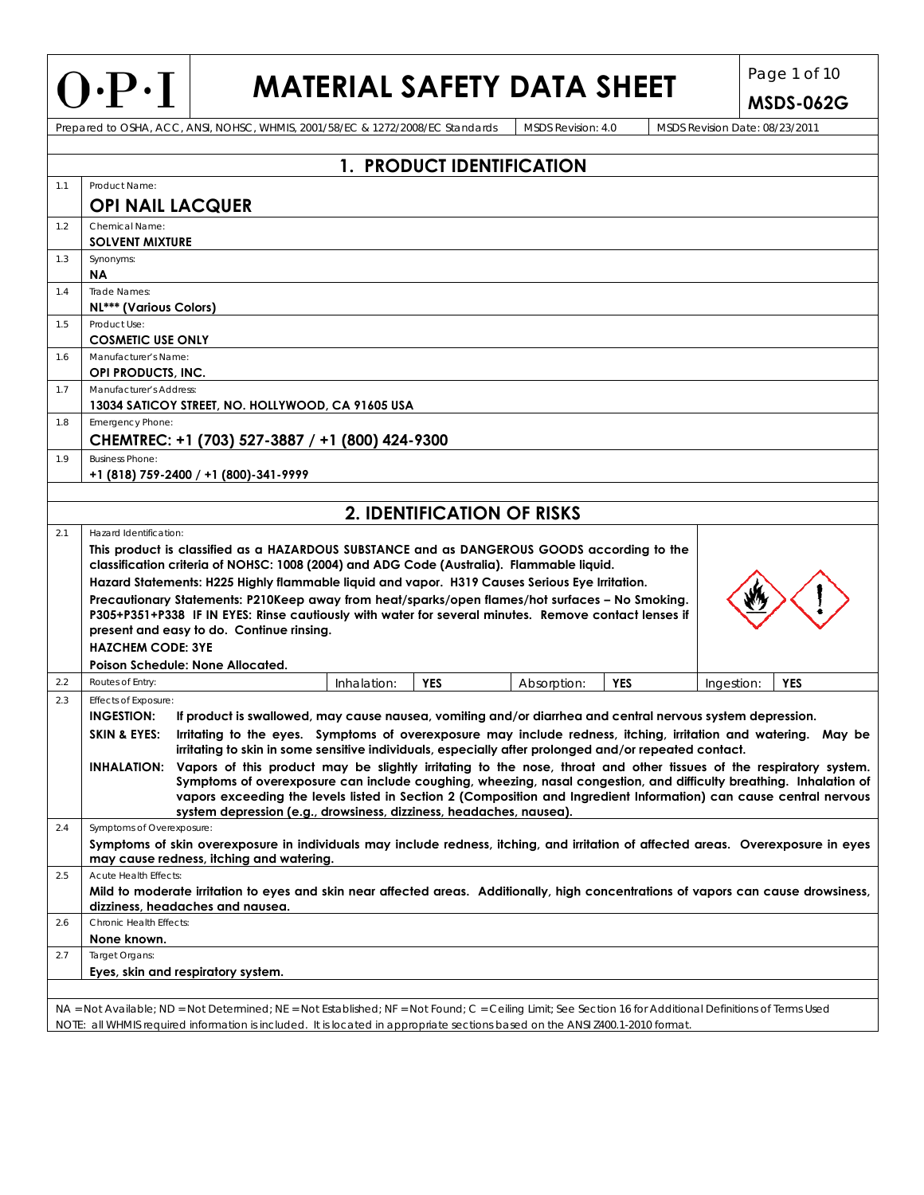# O·P·I MATERIAL SAFETY DATA SHEET

**MSDS-062G**

Prepared to OSHA, ACC, ANSI, NOHSC, WHMIS, 2001/58/EC & 1272/2008/EC Standards | MSDS Revision: 4.0 | MSDS Revision Date: 08/23/2011

## 1. PRODUCT IDENTIFICATION

| | |
|---|---|
| 1.1 | Product Name: **OPI NAIL LACQUER** |
| 1.2 | Chemical Name: **SOLVENT MIXTURE** |
| 1.3 | Synonyms: **NA** |
| 1.4 | Trade Names: **NL*** (Various Colors)** |
| 1.5 | Product Use: **COSMETIC USE ONLY** |
| 1.6 | Manufacturer's Name: **OPI PRODUCTS, INC.** |
| 1.7 | Manufacturer's Address: **13034 SATICOY STREET, NO. HOLLYWOOD, CA 91605 USA** |
| 1.8 | Emergency Phone: **CHEMTREC: +1 (703) 527-3887 / +1 (800) 424-9300** |
| 1.9 | Business Phone: **+1 (818) 759-2400 / +1 (800)-341-9999** |

## 2. IDENTIFICATION OF RISKS

**2.1** Hazard Identification:

**This product is classified as a HAZARDOUS SUBSTANCE and as DANGEROUS GOODS according to the classification criteria of NOHSC: 1008 (2004) and ADG Code (Australia). Flammable liquid.**

**Hazard Statements: H225 Highly flammable liquid and vapor. H319 Causes Serious Eye Irritation.**

**Precautionary Statements: P210Keep away from heat/sparks/open flames/hot surfaces – No Smoking. P305+P351+P338 IF IN EYES: Rinse cautiously with water for several minutes. Remove contact lenses if present and easy to do. Continue rinsing.**

**HAZCHEM CODE: 3YE**

**Poison Schedule: None Allocated.**

**2.2** Routes of Entry:

| Inhalation: | YES | Absorption: | YES | Ingestion: | YES |
|---|---|---|---|---|---|

**2.3** Effects of Exposure:

**INGESTION:** If product is swallowed, may cause nausea, vomiting and/or diarrhea and central nervous system depression.

**SKIN & EYES:** Irritating to the eyes. Symptoms of overexposure may include redness, itching, irritation and watering. May be irritating to skin in some sensitive individuals, especially after prolonged and/or repeated contact.

**INHALATION:** Vapors of this product may be slightly irritating to the nose, throat and other tissues of the respiratory system. Symptoms of overexposure can include coughing, wheezing, nasal congestion, and difficulty breathing. Inhalation of vapors exceeding the levels listed in Section 2 (Composition and Ingredient Information) can cause central nervous system depression (e.g., drowsiness, dizziness, headaches, nausea).

**2.4** Symptoms of Overexposure:

**Symptoms of skin overexposure in individuals may include redness, itching, and irritation of affected areas. Overexposure in eyes may cause redness, itching and watering.**

**2.5** Acute Health Effects:

**Mild to moderate irritation to eyes and skin near affected areas. Additionally, high concentrations of vapors can cause drowsiness, dizziness, headaches and nausea.**

**2.6** Chronic Health Effects:

**None known.**

**2.7** Target Organs:

**Eyes, skin and respiratory system.**

NA = Not Available; ND = Not Determined; NE = Not Established; NF = Not Found; C = Ceiling Limit; See Section 16 for Additional Definitions of Terms Used

NOTE: all WHMIS required information is included. It is located in appropriate sections based on the ANSI Z400.1-2010 format.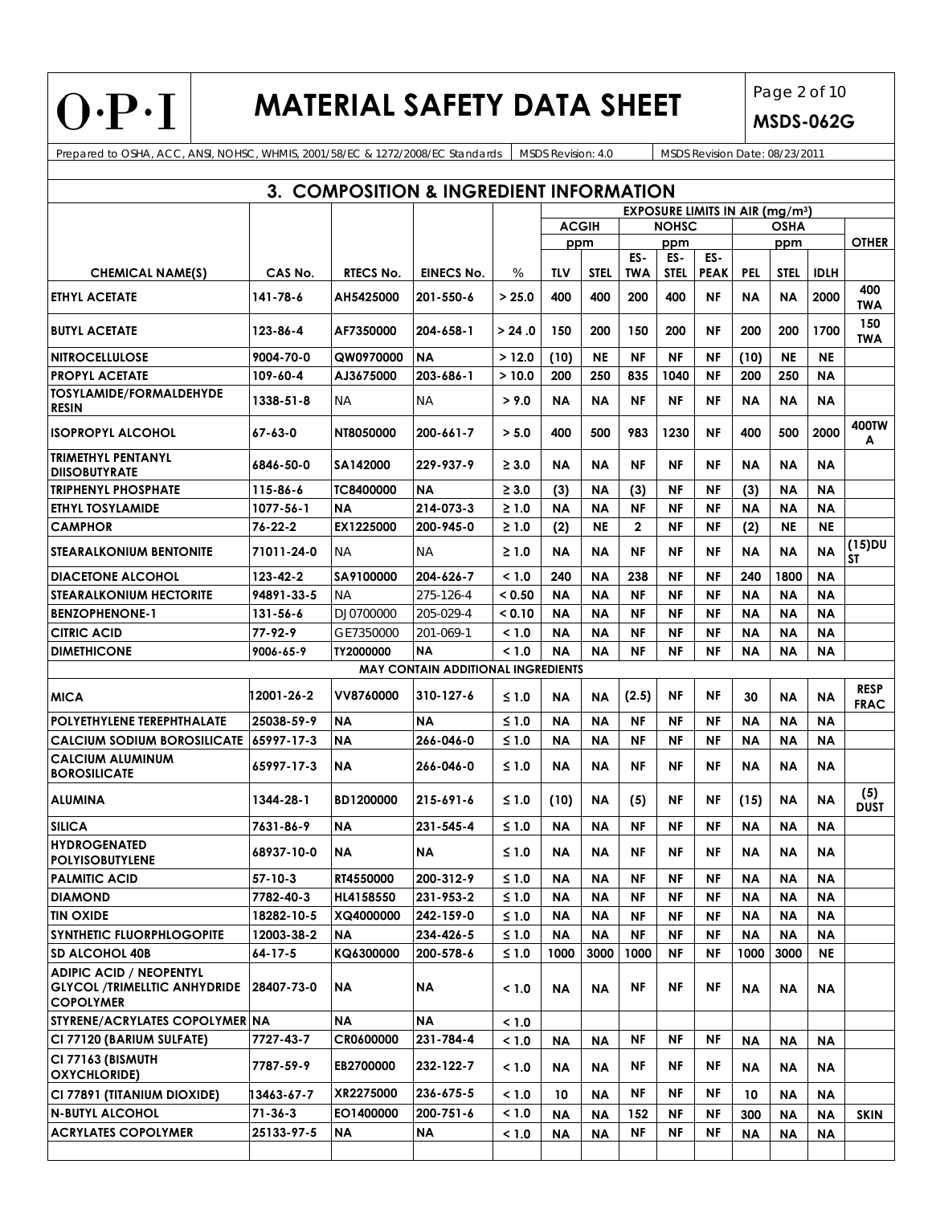Prepared to OSHA, ACC, ANSI, NOHSC, WHMIS, 2001/58/EC & 1272/2008/EC Standards | MSDS Revision: 4.0 | MSDS Revision Date: 08/23/2011

## 3. COMPOSITION & INGREDIENT INFORMATION

| | | | | | EXPOSURE LIMITS IN AIR (mg/m³) | | | | | | | | | |
|---|---|---|---|---|---|---|---|---|---|---|---|---|---|
| | | | | | ACGIH | | NOHSC | | | OSHA | | | |
| | | | | | ppm | | ppm | | | ppm | | | OTHER |
| CHEMICAL NAME(S) | CAS No. | RTECS No. | EINECS No. | % | TLV | STEL | ES-TWA | ES-STEL | ES-PEAK | PEL | STEL | IDLH | |
| ETHYL ACETATE | 141-78-6 | AH5425000 | 201-550-6 | > 25.0 | 400 | 400 | 200 | 400 | NF | NA | NA | 2000 | 400 TWA |
| BUTYL ACETATE | 123-86-4 | AF7350000 | 204-658-1 | > 24 .0 | 150 | 200 | 150 | 200 | NF | 200 | 200 | 1700 | 150 TWA |
| NITROCELLULOSE | 9004-70-0 | QW0970000 | NA | > 12.0 | (10) | NE | NF | NF | NF | (10) | NE | NE | |
| PROPYL ACETATE | 109-60-4 | AJ3675000 | 203-686-1 | > 10.0 | 200 | 250 | 835 | 1040 | NF | 200 | 250 | NA | |
| TOSYLAMIDE/FORMALDEHYDE RESIN | 1338-51-8 | NA | NA | > 9.0 | NA | NA | NF | NF | NF | NA | NA | NA | |
| ISOPROPYL ALCOHOL | 67-63-0 | NT8050000 | 200-661-7 | > 5.0 | 400 | 500 | 983 | 1230 | NF | 400 | 500 | 2000 | 400TWA |
| TRIMETHYL PENTANYL DIISOBUTYRATE | 6846-50-0 | SA142000 | 229-937-9 | ≥ 3.0 | NA | NA | NF | NF | NF | NA | NA | NA | |
| TRIPHENYL PHOSPHATE | 115-86-6 | TC8400000 | NA | ≥ 3.0 | (3) | NA | (3) | NF | NF | (3) | NA | NA | |
| ETHYL TOSYLAMIDE | 1077-56-1 | NA | 214-073-3 | ≥ 1.0 | NA | NA | NF | NF | NF | NA | NA | NA | |
| CAMPHOR | 76-22-2 | EX1225000 | 200-945-0 | ≥ 1.0 | (2) | NE | 2 | NF | NF | (2) | NE | NE | |
| STEARALKONIUM BENTONITE | 71011-24-0 | NA | NA | ≥ 1.0 | NA | NA | NF | NF | NF | NA | NA | NA | (15)DUST |
| DIACETONE ALCOHOL | 123-42-2 | SA9100000 | 204-626-7 | < 1.0 | 240 | NA | 238 | NF | NF | 240 | 1800 | NA | |
| STEARALKONIUM HECTORITE | 94891-33-5 | NA | 275-126-4 | < 0.50 | NA | NA | NF | NF | NF | NA | NA | NA | |
| BENZOPHENONE-1 | 131-56-6 | DJ0700000 | 205-029-4 | < 0.10 | NA | NA | NF | NF | NF | NA | NA | NA | |
| CITRIC ACID | 77-92-9 | GE7350000 | 201-069-1 | < 1.0 | NA | NA | NF | NF | NF | NA | NA | NA | |
| DIMETHICONE | 9006-65-9 | TY2000000 | NA | < 1.0 | NA | NA | NF | NF | NF | NA | NA | NA | |
| **MAY CONTAIN ADDITIONAL INGREDIENTS** | | | | | | | | | | | | | |
| MICA | 12001-26-2 | VV8760000 | 310-127-6 | ≤ 1.0 | NA | NA | (2.5) | NF | NF | 30 | NA | NA | RESP FRAC |
| POLYETHYLENE TEREPHTHALATE | 25038-59-9 | NA | NA | ≤ 1.0 | NA | NA | NF | NF | NF | NA | NA | NA | |
| CALCIUM SODIUM BOROSILICATE | 65997-17-3 | NA | 266-046-0 | ≤ 1.0 | NA | NA | NF | NF | NF | NA | NA | NA | |
| CALCIUM ALUMINUM BOROSILICATE | 65997-17-3 | NA | 266-046-0 | ≤ 1.0 | NA | NA | NF | NF | NF | NA | NA | NA | |
| ALUMINA | 1344-28-1 | BD1200000 | 215-691-6 | ≤ 1.0 | (10) | NA | (5) | NF | NF | (15) | NA | NA | (5) DUST |
| SILICA | 7631-86-9 | NA | 231-545-4 | ≤ 1.0 | NA | NA | NF | NF | NF | NA | NA | NA | |
| HYDROGENATED POLYISOBUTYLENE | 68937-10-0 | NA | NA | ≤ 1.0 | NA | NA | NF | NF | NF | NA | NA | NA | |
| PALMITIC ACID | 57-10-3 | RT4550000 | 200-312-9 | ≤ 1.0 | NA | NA | NF | NF | NF | NA | NA | NA | |
| DIAMOND | 7782-40-3 | HL4158550 | 231-953-2 | ≤ 1.0 | NA | NA | NF | NF | NF | NA | NA | NA | |
| TIN OXIDE | 18282-10-5 | XQ4000000 | 242-159-0 | ≤ 1.0 | NA | NA | NF | NF | NF | NA | NA | NA | |
| SYNTHETIC FLUORPHLOGOPITE | 12003-38-2 | NA | 234-426-5 | ≤ 1.0 | NA | NA | NF | NF | NF | NA | NA | NA | |
| SD ALCOHOL 40B | 64-17-5 | KQ6300000 | 200-578-6 | ≤ 1.0 | 1000 | 3000 | 1000 | NF | NF | 1000 | 3000 | NE | |
| ADIPIC ACID / NEOPENTYL GLYCOL /TRIMELLTIC ANHYDRIDE COPOLYMER | 28407-73-0 | NA | NA | < 1.0 | NA | NA | NF | NF | NF | NA | NA | NA | |
| STYRENE/ACRYLATES COPOLYMER | NA | NA | NA | < 1.0 | | | | | | | | | |
| CI 77120 (BARIUM SULFATE) | 7727-43-7 | CR0600000 | 231-784-4 | < 1.0 | NA | NA | NF | NF | NF | NA | NA | NA | |
| CI 77163 (BISMUTH OXYCHLORIDE) | 7787-59-9 | EB2700000 | 232-122-7 | < 1.0 | NA | NA | NF | NF | NF | NA | NA | NA | |
| CI 77891 (TITANIUM DIOXIDE) | 13463-67-7 | XR2275000 | 236-675-5 | < 1.0 | 10 | NA | NF | NF | NF | 10 | NA | NA | |
| N-BUTYL ALCOHOL | 71-36-3 | EO1400000 | 200-751-6 | < 1.0 | NA | NA | 152 | NF | NF | 300 | NA | NA | SKIN |
| ACRYLATES COPOLYMER | 25133-97-5 | NA | NA | < 1.0 | NA | NA | NF | NF | NF | NA | NA | NA | |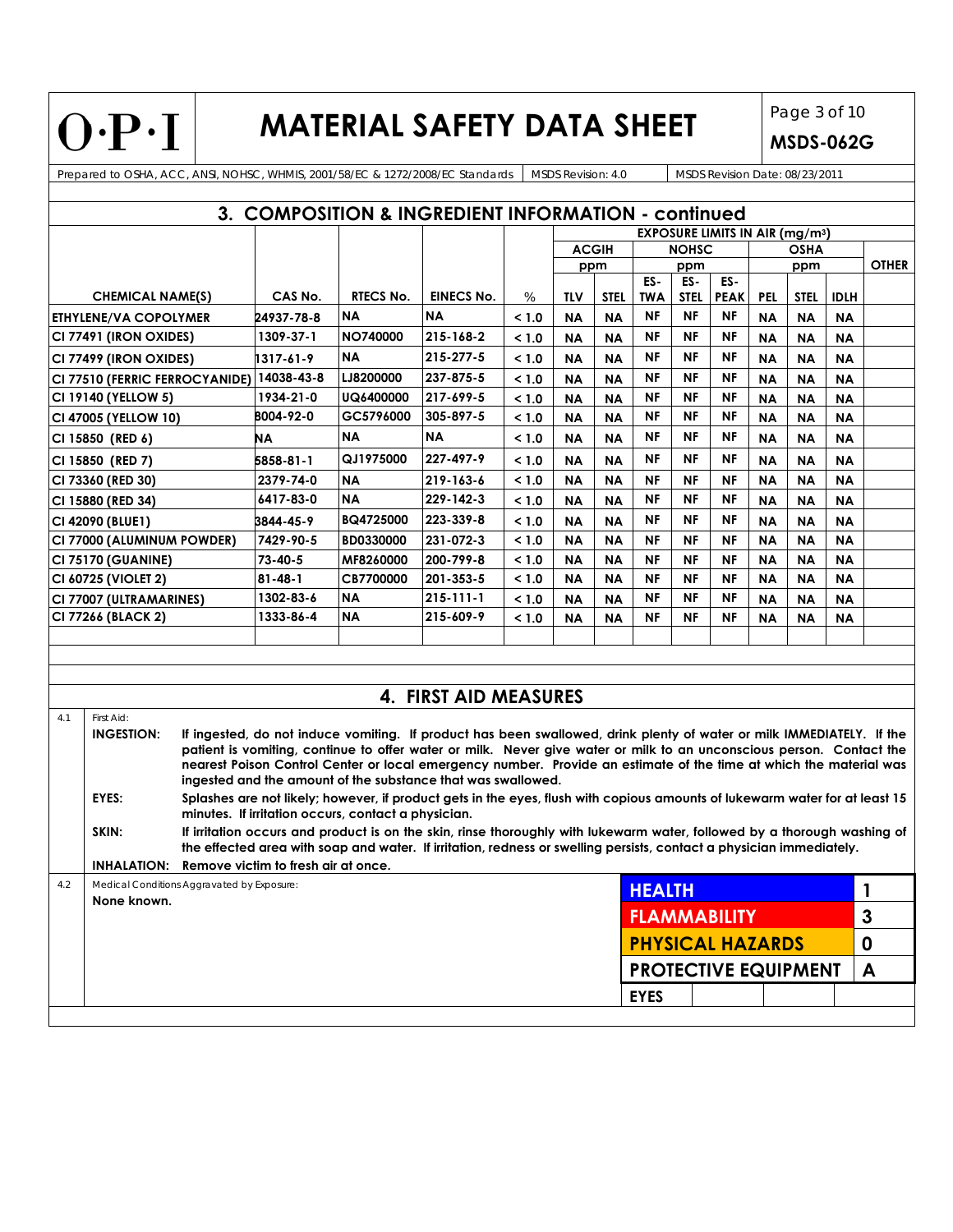## 3. COMPOSITION & INGREDIENT INFORMATION - continued

| CHEMICAL NAME(S) | CAS No. | RTECS No. | EINECS No. | % | EXPOSURE LIMITS IN AIR (mg/m³) | | | | | | | | |
|---|---|---|---|---|---|---|---|---|---|---|---|---|---|
| | | | | | ACGIH ppm | | NOHSC ppm | | | OSHA ppm | | | OTHER |
| | | | | | TLV | STEL | ES-TWA | ES-STEL | ES-PEAK | PEL | STEL | IDLH | |
| ETHYLENE/VA COPOLYMER | 24937-78-8 | NA | NA | < 1.0 | NA | NA | NF | NF | NF | NA | NA | NA | |
| CI 77491 (IRON OXIDES) | 1309-37-1 | NO740000 | 215-168-2 | < 1.0 | NA | NA | NF | NF | NF | NA | NA | NA | |
| CI 77499 (IRON OXIDES) | 1317-61-9 | NA | 215-277-5 | < 1.0 | NA | NA | NF | NF | NF | NA | NA | NA | |
| CI 77510 (FERRIC FERROCYANIDE) | 14038-43-8 | LJ8200000 | 237-875-5 | < 1.0 | NA | NA | NF | NF | NF | NA | NA | NA | |
| CI 19140 (YELLOW 5) | 1934-21-0 | UQ6400000 | 217-699-5 | < 1.0 | NA | NA | NF | NF | NF | NA | NA | NA | |
| CI 47005 (YELLOW 10) | 8004-92-0 | GC5796000 | 305-897-5 | < 1.0 | NA | NA | NF | NF | NF | NA | NA | NA | |
| CI 15850 (RED 6) | NA | NA | NA | < 1.0 | NA | NA | NF | NF | NF | NA | NA | NA | |
| CI 15850 (RED 7) | 5858-81-1 | QJ1975000 | 227-497-9 | < 1.0 | NA | NA | NF | NF | NF | NA | NA | NA | |
| CI 73360 (RED 30) | 2379-74-0 | NA | 219-163-6 | < 1.0 | NA | NA | NF | NF | NF | NA | NA | NA | |
| CI 15880 (RED 34) | 6417-83-0 | NA | 229-142-3 | < 1.0 | NA | NA | NF | NF | NF | NA | NA | NA | |
| CI 42090 (BLUE1) | 3844-45-9 | BQ4725000 | 223-339-8 | < 1.0 | NA | NA | NF | NF | NF | NA | NA | NA | |
| CI 77000 (ALUMINUM POWDER) | 7429-90-5 | BD0330000 | 231-072-3 | < 1.0 | NA | NA | NF | NF | NF | NA | NA | NA | |
| CI 75170 (GUANINE) | 73-40-5 | MF8260000 | 200-799-8 | < 1.0 | NA | NA | NF | NF | NF | NA | NA | NA | |
| CI 60725 (VIOLET 2) | 81-48-1 | CB7700000 | 201-353-5 | < 1.0 | NA | NA | NF | NF | NF | NA | NA | NA | |
| CI 77007 (ULTRAMARINES) | 1302-83-6 | NA | 215-111-1 | < 1.0 | NA | NA | NF | NF | NF | NA | NA | NA | |
| CI 77266 (BLACK 2) | 1333-86-4 | NA | 215-609-9 | < 1.0 | NA | NA | NF | NF | NF | NA | NA | NA | |

## 4. FIRST AID MEASURES

4.1 First Aid:

**INGESTION:** If ingested, do not induce vomiting. If product has been swallowed, drink plenty of water or milk IMMEDIATELY. If the patient is vomiting, continue to offer water or milk. Never give water or milk to an unconscious person. Contact the nearest Poison Control Center or local emergency number. Provide an estimate of the time at which the material was ingested and the amount of the substance that was swallowed.

**EYES:** Splashes are not likely; however, if product gets in the eyes, flush with copious amounts of lukewarm water for at least 15 minutes. If irritation occurs, contact a physician.

**SKIN:** If irritation occurs and product is on the skin, rinse thoroughly with lukewarm water, followed by a thorough washing of the effected area with soap and water. If irritation, redness or swelling persists, contact a physician immediately.

**INHALATION:** Remove victim to fresh air at once.

4.2 Medical Conditions Aggravated by Exposure:

**None known.**

| | |
|---|---|
| HEALTH | 1 |
| FLAMMABILITY | 3 |
| PHYSICAL HAZARDS | 0 |
| PROTECTIVE EQUIPMENT | A |
| EYES | |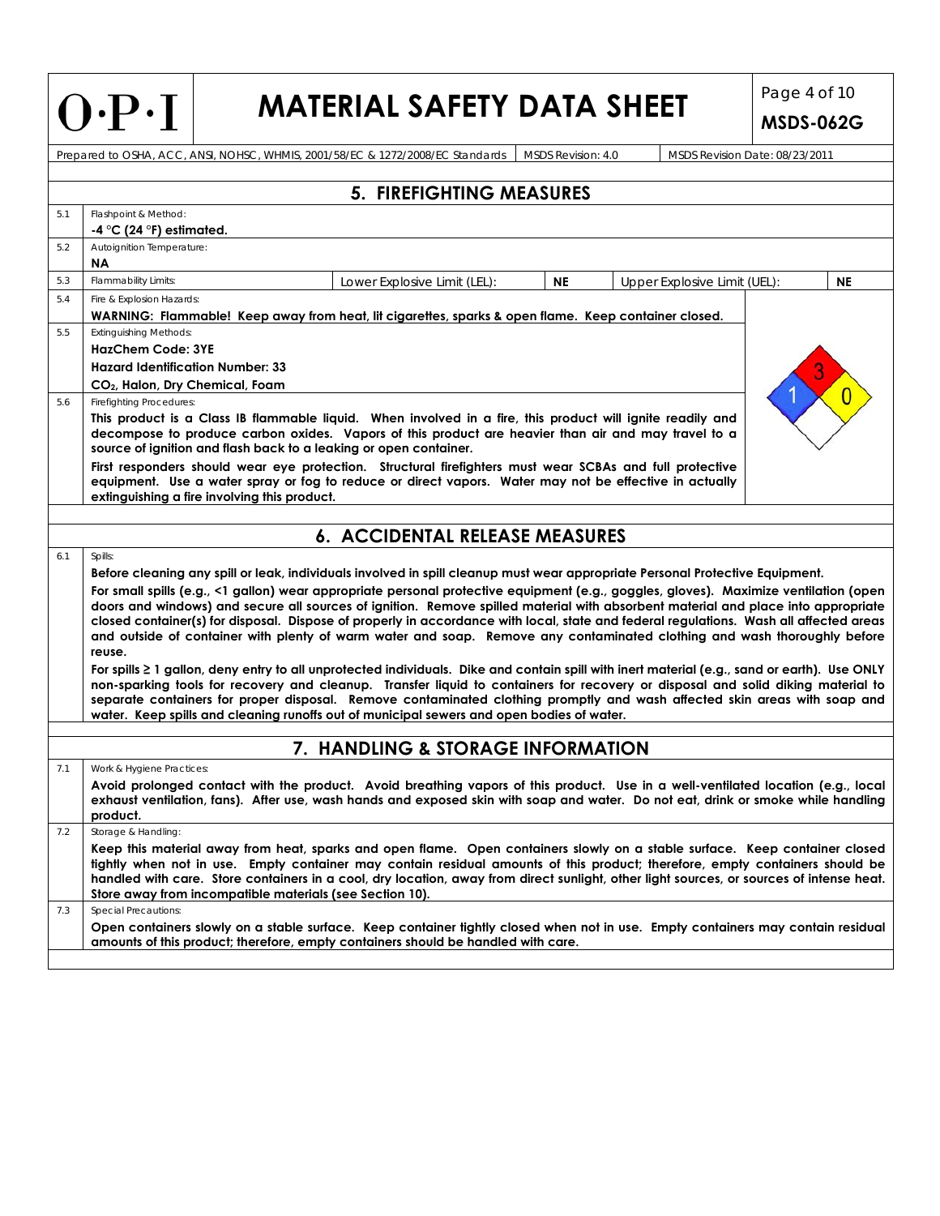## 5. FIREFIGHTING MEASURES

**5.1** Flashpoint & Method:

**-4 °C (24 °F) estimated.**

**5.2** Autoignition Temperature:

**NA**

**5.3** Flammability Limits:

| Lower Explosive Limit (LEL): | NE | Upper Explosive Limit (UEL): | NE |
|---|---|---|---|

**5.4** Fire & Explosion Hazards:

**WARNING: Flammable! Keep away from heat, lit cigarettes, sparks & open flame. Keep container closed.**

**5.5** Extinguishing Methods:

**HazChem Code: 3YE**

**Hazard Identification Number: 33**

**$CO_2$, Halon, Dry Chemical, Foam**

**5.6** Firefighting Procedures:

**This product is a Class IB flammable liquid. When involved in a fire, this product will ignite readily and decompose to produce carbon oxides. Vapors of this product are heavier than air and may travel to a source of ignition and flash back to a leaking or open container.**

**First responders should wear eye protection. Structural firefighters must wear SCBAs and full protective equipment. Use a water spray or fog to reduce or direct vapors. Water may not be effective in actually extinguishing a fire involving this product.**

NFPA: Health 1, Flammability 3, Reactivity 0

## 6. ACCIDENTAL RELEASE MEASURES

**6.1** Spills:

**Before cleaning any spill or leak, individuals involved in spill cleanup must wear appropriate Personal Protective Equipment.**

**For small spills (e.g., <1 gallon) wear appropriate personal protective equipment (e.g., goggles, gloves). Maximize ventilation (open doors and windows) and secure all sources of ignition. Remove spilled material with absorbent material and place into appropriate closed container(s) for disposal. Dispose of properly in accordance with local, state and federal regulations. Wash all affected areas and outside of container with plenty of warm water and soap. Remove any contaminated clothing and wash thoroughly before reuse.**

**For spills ≥ 1 gallon, deny entry to all unprotected individuals. Dike and contain spill with inert material (e.g., sand or earth). Use ONLY non-sparking tools for recovery and cleanup. Transfer liquid to containers for recovery or disposal and solid diking material to separate containers for proper disposal. Remove contaminated clothing promptly and wash affected skin areas with soap and water. Keep spills and cleaning runoffs out of municipal sewers and open bodies of water.**

## 7. HANDLING & STORAGE INFORMATION

**7.1** Work & Hygiene Practices:

**Avoid prolonged contact with the product. Avoid breathing vapors of this product. Use in a well-ventilated location (e.g., local exhaust ventilation, fans). After use, wash hands and exposed skin with soap and water. Do not eat, drink or smoke while handling product.**

**7.2** Storage & Handling:

**Keep this material away from heat, sparks and open flame. Open containers slowly on a stable surface. Keep container closed tightly when not in use. Empty container may contain residual amounts of this product; therefore, empty containers should be handled with care. Store containers in a cool, dry location, away from direct sunlight, other light sources, or sources of intense heat. Store away from incompatible materials (see Section 10).**

**7.3** Special Precautions:

**Open containers slowly on a stable surface. Keep container tightly closed when not in use. Empty containers may contain residual amounts of this product; therefore, empty containers should be handled with care.**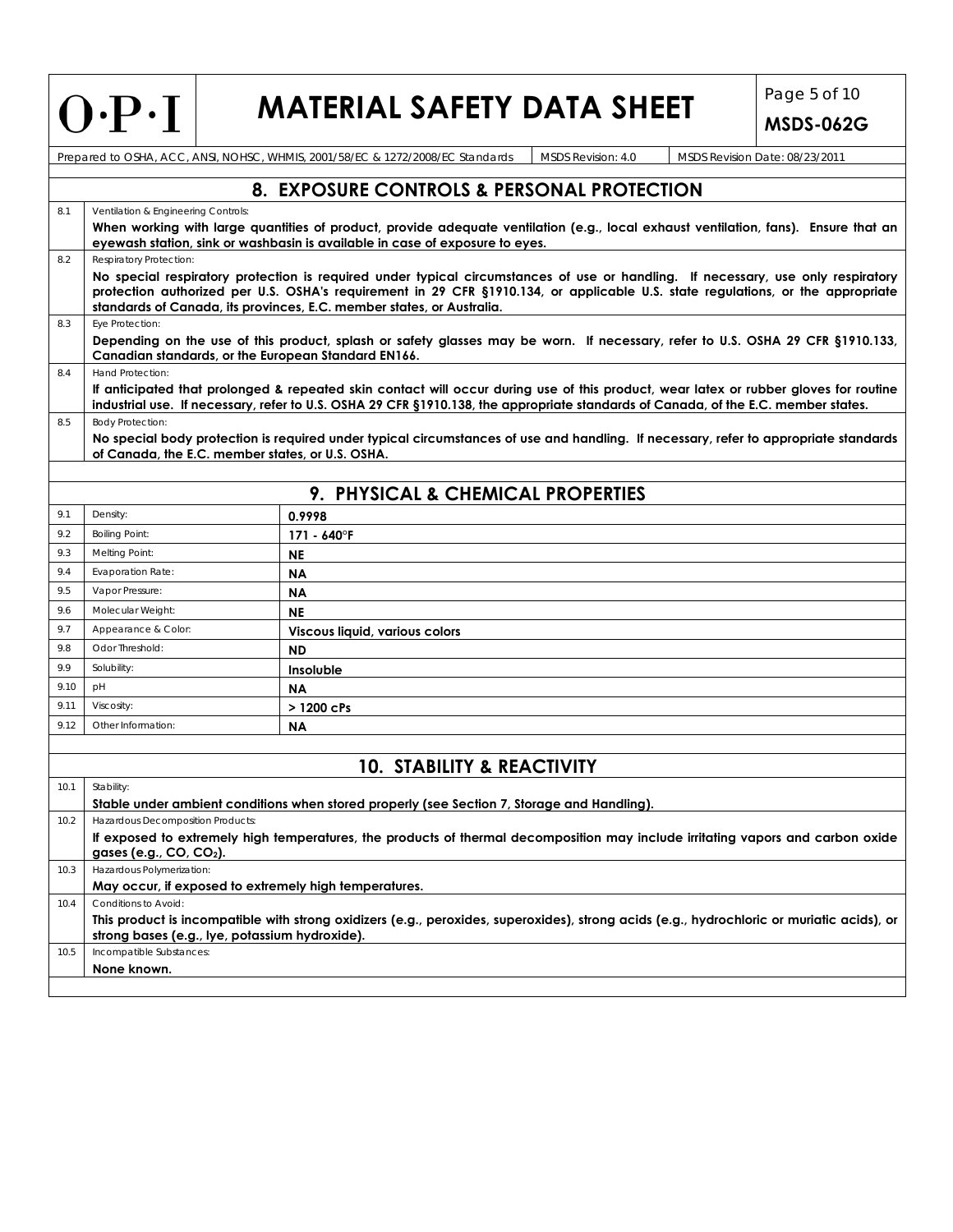## 8. EXPOSURE CONTROLS & PERSONAL PROTECTION

| | | |
|---|---|---|
| 8.1 | Ventilation & Engineering Controls: | **When working with large quantities of product, provide adequate ventilation (e.g., local exhaust ventilation, fans). Ensure that an eyewash station, sink or washbasin is available in case of exposure to eyes.** |
| 8.2 | Respiratory Protection: | **No special respiratory protection is required under typical circumstances of use or handling. If necessary, use only respiratory protection authorized per U.S. OSHA's requirement in 29 CFR §1910.134, or applicable U.S. state regulations, or the appropriate standards of Canada, its provinces, E.C. member states, or Australia.** |
| 8.3 | Eye Protection: | **Depending on the use of this product, splash or safety glasses may be worn. If necessary, refer to U.S. OSHA 29 CFR §1910.133, Canadian standards, or the European Standard EN166.** |
| 8.4 | Hand Protection: | **If anticipated that prolonged & repeated skin contact will occur during use of this product, wear latex or rubber gloves for routine industrial use. If necessary, refer to U.S. OSHA 29 CFR §1910.138, the appropriate standards of Canada, of the E.C. member states.** |
| 8.5 | Body Protection: | **No special body protection is required under typical circumstances of use and handling. If necessary, refer to appropriate standards of Canada, the E.C. member states, or U.S. OSHA.** |

## 9. PHYSICAL & CHEMICAL PROPERTIES

| | | |
|---|---|---|
| 9.1 | Density: | **0.9998** |
| 9.2 | Boiling Point: | **171 - 640°F** |
| 9.3 | Melting Point: | **NE** |
| 9.4 | Evaporation Rate: | **NA** |
| 9.5 | Vapor Pressure: | **NA** |
| 9.6 | Molecular Weight: | **NE** |
| 9.7 | Appearance & Color: | **Viscous liquid, various colors** |
| 9.8 | Odor Threshold: | **ND** |
| 9.9 | Solubility: | **Insoluble** |
| 9.10 | pH | **NA** |
| 9.11 | Viscosity: | **> 1200 cPs** |
| 9.12 | Other Information: | **NA** |

## 10. STABILITY & REACTIVITY

| | | |
|---|---|---|
| 10.1 | Stability: | **Stable under ambient conditions when stored properly (see Section 7, Storage and Handling).** |
| 10.2 | Hazardous Decomposition Products: | **If exposed to extremely high temperatures, the products of thermal decomposition may include irritating vapors and carbon oxide gases (e.g., CO, $CO_2$).** |
| 10.3 | Hazardous Polymerization: | **May occur, if exposed to extremely high temperatures.** |
| 10.4 | Conditions to Avoid: | **This product is incompatible with strong oxidizers (e.g., peroxides, superoxides), strong acids (e.g., hydrochloric or muriatic acids), or strong bases (e.g., lye, potassium hydroxide).** |
| 10.5 | Incompatible Substances: | **None known.** |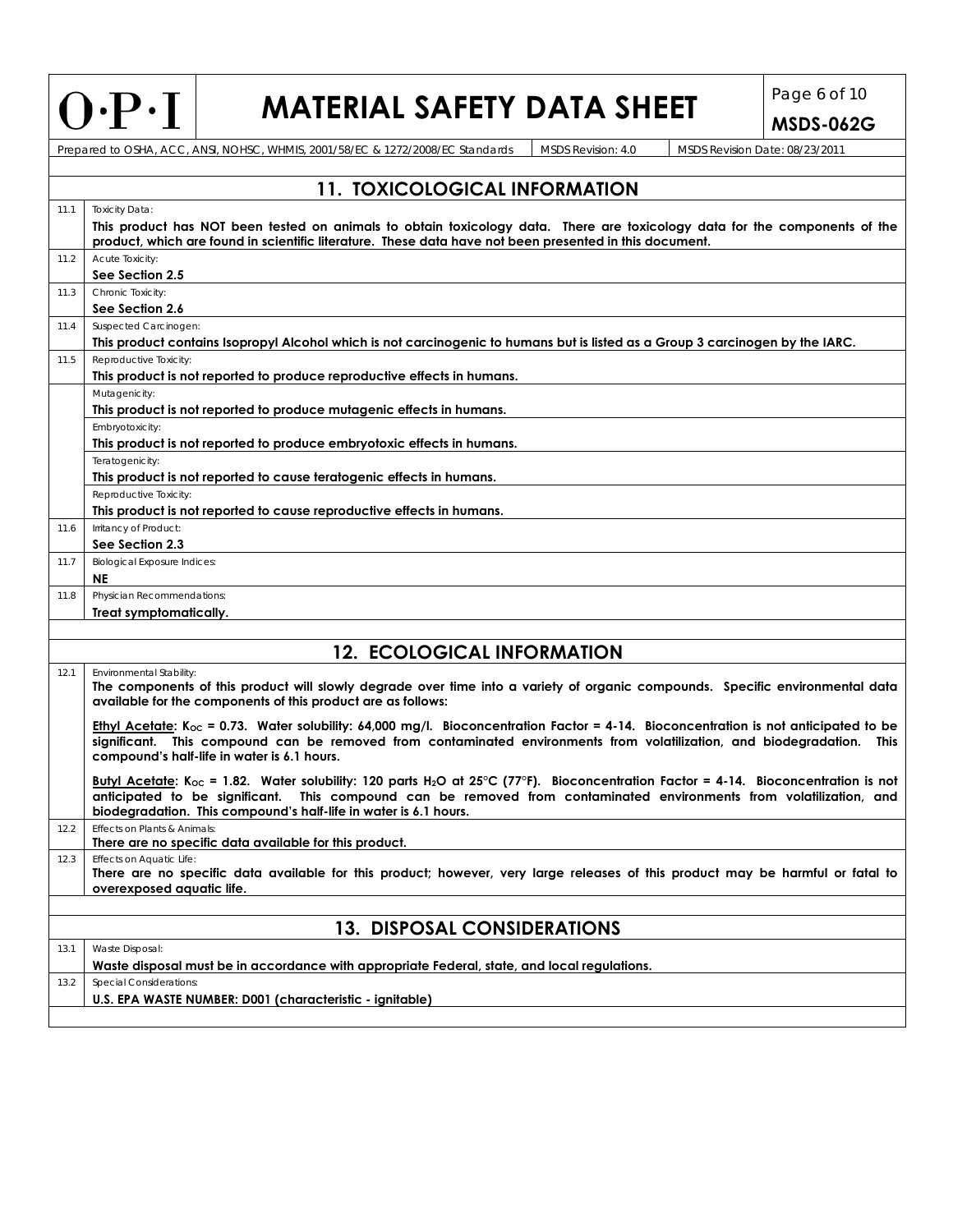## 11. TOXICOLOGICAL INFORMATION

| | |
|---|---|
| 11.1 | Toxicity Data:<br>**This product has NOT been tested on animals to obtain toxicology data. There are toxicology data for the components of the product, which are found in scientific literature. These data have not been presented in this document.** |
| 11.2 | Acute Toxicity:<br>**See Section 2.5** |
| 11.3 | Chronic Toxicity:<br>**See Section 2.6** |
| 11.4 | Suspected Carcinogen:<br>**This product contains Isopropyl Alcohol which is not carcinogenic to humans but is listed as a Group 3 carcinogen by the IARC.** |
| 11.5 | Reproductive Toxicity:<br>**This product is not reported to produce reproductive effects in humans.** |
| | Mutagenicity:<br>**This product is not reported to produce mutagenic effects in humans.** |
| | Embryotoxicity:<br>**This product is not reported to produce embryotoxic effects in humans.** |
| | Teratogenicity:<br>**This product is not reported to cause teratogenic effects in humans.** |
| | Reproductive Toxicity:<br>**This product is not reported to cause reproductive effects in humans.** |
| 11.6 | Irritancy of Product:<br>**See Section 2.3** |
| 11.7 | Biological Exposure Indices:<br>**NE** |
| 11.8 | Physician Recommendations:<br>**Treat symptomatically.** |

## 12. ECOLOGICAL INFORMATION

| | |
|---|---|
| 12.1 | Environmental Stability:<br>**The components of this product will slowly degrade over time into a variety of organic compounds. Specific environmental data available for the components of this product are as follows:**<br><br>**Ethyl Acetate: $K_{OC}$ = 0.73. Water solubility: 64,000 mg/l. Bioconcentration Factor = 4-14. Bioconcentration is not anticipated to be significant. This compound can be removed from contaminated environments from volatilization, and biodegradation. This compound's half-life in water is 6.1 hours.**<br><br>**Butyl Acetate: $K_{OC}$ = 1.82. Water solubility: 120 parts $H_2O$ at 25°C (77°F). Bioconcentration Factor = 4-14. Bioconcentration is not anticipated to be significant. This compound can be removed from contaminated environments from volatilization, and biodegradation. This compound's half-life in water is 6.1 hours.** |
| 12.2 | Effects on Plants & Animals:<br>**There are no specific data available for this product.** |
| 12.3 | Effects on Aquatic Life:<br>**There are no specific data available for this product; however, very large releases of this product may be harmful or fatal to overexposed aquatic life.** |

## 13. DISPOSAL CONSIDERATIONS

| | |
|---|---|
| 13.1 | Waste Disposal:<br>**Waste disposal must be in accordance with appropriate Federal, state, and local regulations.** |
| 13.2 | Special Considerations:<br>**U.S. EPA WASTE NUMBER: D001 (characteristic - ignitable)** |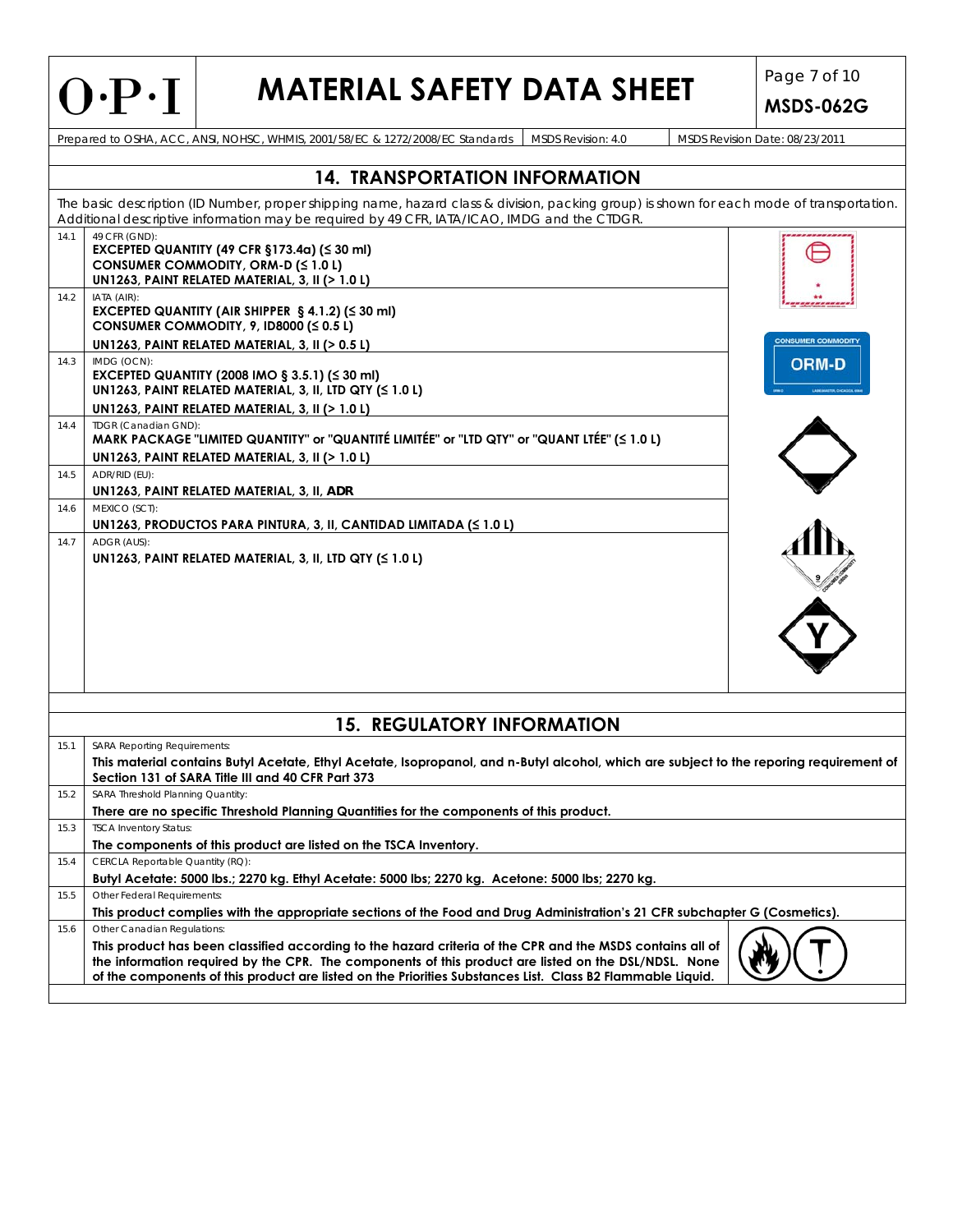## 14. TRANSPORTATION INFORMATION

The basic description (ID Number, proper shipping name, hazard class & division, packing group) is shown for each mode of transportation. Additional descriptive information may be required by 49 CFR, IATA/ICAO, IMDG and the CTDGR.

| | |
|---|---|
| 14.1 | 49 CFR (GND):<br>**EXCEPTED QUANTITY (49 CFR §173.4a) (≤ 30 ml)**<br>**CONSUMER COMMODITY, ORM-D (≤ 1.0 L)**<br>**UN1263, PAINT RELATED MATERIAL, 3, II (> 1.0 L)** |
| 14.2 | IATA (AIR):<br>**EXCEPTED QUANTITY (AIR SHIPPER § 4.1.2) (≤ 30 ml)**<br>**CONSUMER COMMODITY, 9, ID8000 (≤ 0.5 L)**<br>**UN1263, PAINT RELATED MATERIAL, 3, II (> 0.5 L)** |
| 14.3 | IMDG (OCN):<br>**EXCEPTED QUANTITY (2008 IMO § 3.5.1) (≤ 30 ml)**<br>**UN1263, PAINT RELATED MATERIAL, 3, II, LTD QTY (≤ 1.0 L)**<br>**UN1263, PAINT RELATED MATERIAL, 3, II (> 1.0 L)** |
| 14.4 | TDGR (Canadian GND):<br>**MARK PACKAGE "LIMITED QUANTITY" or "QUANTITÉ LIMITÉE" or "LTD QTY" or "QUANT LTÉE" (≤ 1.0 L)**<br>**UN1263, PAINT RELATED MATERIAL, 3, II (> 1.0 L)** |
| 14.5 | ADR/RID (EU):<br>**UN1263, PAINT RELATED MATERIAL, 3, II, ADR** |
| 14.6 | MEXICO (SCT):<br>**UN1263, PRODUCTOS PARA PINTURA, 3, II, CANTIDAD LIMITADA (≤ 1.0 L)** |
| 14.7 | ADGR (AUS):<br>**UN1263, PAINT RELATED MATERIAL, 3, II, LTD QTY (≤ 1.0 L)** |

## 15. REGULATORY INFORMATION

| | |
|---|---|
| 15.1 | SARA Reporting Requirements:<br>**This material contains Butyl Acetate, Ethyl Acetate, Isopropanol, and n-Butyl alcohol, which are subject to the reporing requirement of Section 131 of SARA Title III and 40 CFR Part 373** |
| 15.2 | SARA Threshold Planning Quantity:<br>**There are no specific Threshold Planning Quantities for the components of this product.** |
| 15.3 | TSCA Inventory Status:<br>**The components of this product are listed on the TSCA Inventory.** |
| 15.4 | CERCLA Reportable Quantity (RQ):<br>**Butyl Acetate: 5000 lbs.; 2270 kg. Ethyl Acetate: 5000 lbs; 2270 kg. Acetone: 5000 lbs; 2270 kg.** |
| 15.5 | Other Federal Requirements:<br>**This product complies with the appropriate sections of the Food and Drug Administration's 21 CFR subchapter G (Cosmetics).** |
| 15.6 | Other Canadian Regulations:<br>**This product has been classified according to the hazard criteria of the CPR and the MSDS contains all of the information required by the CPR. The components of this product are listed on the DSL/NDSL. None of the components of this product are listed on the Priorities Substances List. Class B2 Flammable Liquid.** |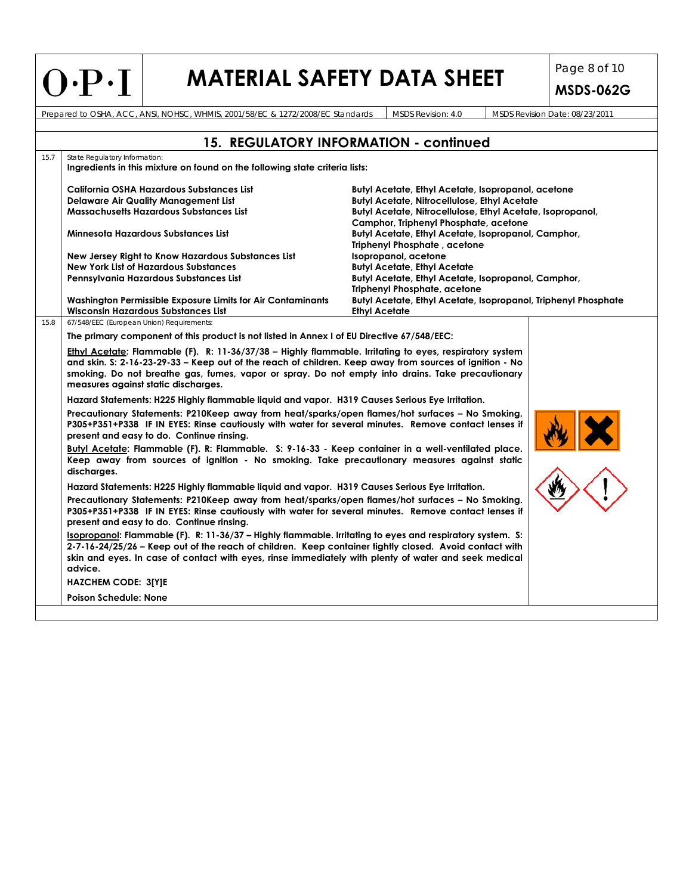## 15. REGULATORY INFORMATION - continued

**15.7** State Regulatory Information:

**Ingredients in this mixture on found on the following state criteria lists:**

| List | Ingredients |
|---|---|
| **California OSHA Hazardous Substances List** | **Butyl Acetate, Ethyl Acetate, Isopropanol, acetone** |
| **Delaware Air Quality Management List** | **Butyl Acetate, Nitrocellulose, Ethyl Acetate** |
| **Massachusetts Hazardous Substances List** | **Butyl Acetate, Nitrocellulose, Ethyl Acetate, Isopropanol, Camphor, Triphenyl Phosphate, acetone** |
| **Minnesota Hazardous Substances List** | **Butyl Acetate, Ethyl Acetate, Isopropanol, Camphor, Triphenyl Phosphate , acetone** |
| **New Jersey Right to Know Hazardous Substances List** | **Isopropanol, acetone** |
| **New York List of Hazardous Substances** | **Butyl Acetate, Ethyl Acetate** |
| **Pennsylvania Hazardous Substances List** | **Butyl Acetate, Ethyl Acetate, Isopropanol, Camphor, Triphenyl Phosphate, acetone** |
| **Washington Permissible Exposure Limits for Air Contaminants** | **Butyl Acetate, Ethyl Acetate, Isopropanol, Triphenyl Phosphate** |
| **Wisconsin Hazardous Substances List** | **Ethyl Acetate** |

**15.8** 67/548/EEC (European Union) Requirements:

**The primary component of this product is not listed in Annex I of EU Directive 67/548/EEC:**

**<u>Ethyl Acetate</u>: Flammable (F). R: 11-36/37/38 – Highly flammable. Irritating to eyes, respiratory system and skin. S: 2-16-23-29-33 – Keep out of the reach of children. Keep away from sources of ignition - No smoking. Do not breathe gas, fumes, vapor or spray. Do not empty into drains. Take precautionary measures against static discharges.**

**Hazard Statements: H225 Highly flammable liquid and vapor. H319 Causes Serious Eye Irritation.**

**Precautionary Statements: P210Keep away from heat/sparks/open flames/hot surfaces – No Smoking. P305+P351+P338 IF IN EYES: Rinse cautiously with water for several minutes. Remove contact lenses if present and easy to do. Continue rinsing.**

**<u>Butyl Acetate</u>: Flammable (F). R: Flammable. S: 9-16-33 - Keep container in a well-ventilated place. Keep away from sources of ignition - No smoking. Take precautionary measures against static discharges.**

**Hazard Statements: H225 Highly flammable liquid and vapor. H319 Causes Serious Eye Irritation.**

**Precautionary Statements: P210Keep away from heat/sparks/open flames/hot surfaces – No Smoking. P305+P351+P338 IF IN EYES: Rinse cautiously with water for several minutes. Remove contact lenses if present and easy to do. Continue rinsing.**

**<u>Isopropanol</u>: Flammable (F). R: 11-36/37 – Highly flammable. Irritating to eyes and respiratory system. S: 2-7-16-24/25/26 – Keep out of the reach of children. Keep container tightly closed. Avoid contact with skin and eyes. In case of contact with eyes, rinse immediately with plenty of water and seek medical advice.**

**HAZCHEM CODE: 3[Y]E**

**Poison Schedule: None**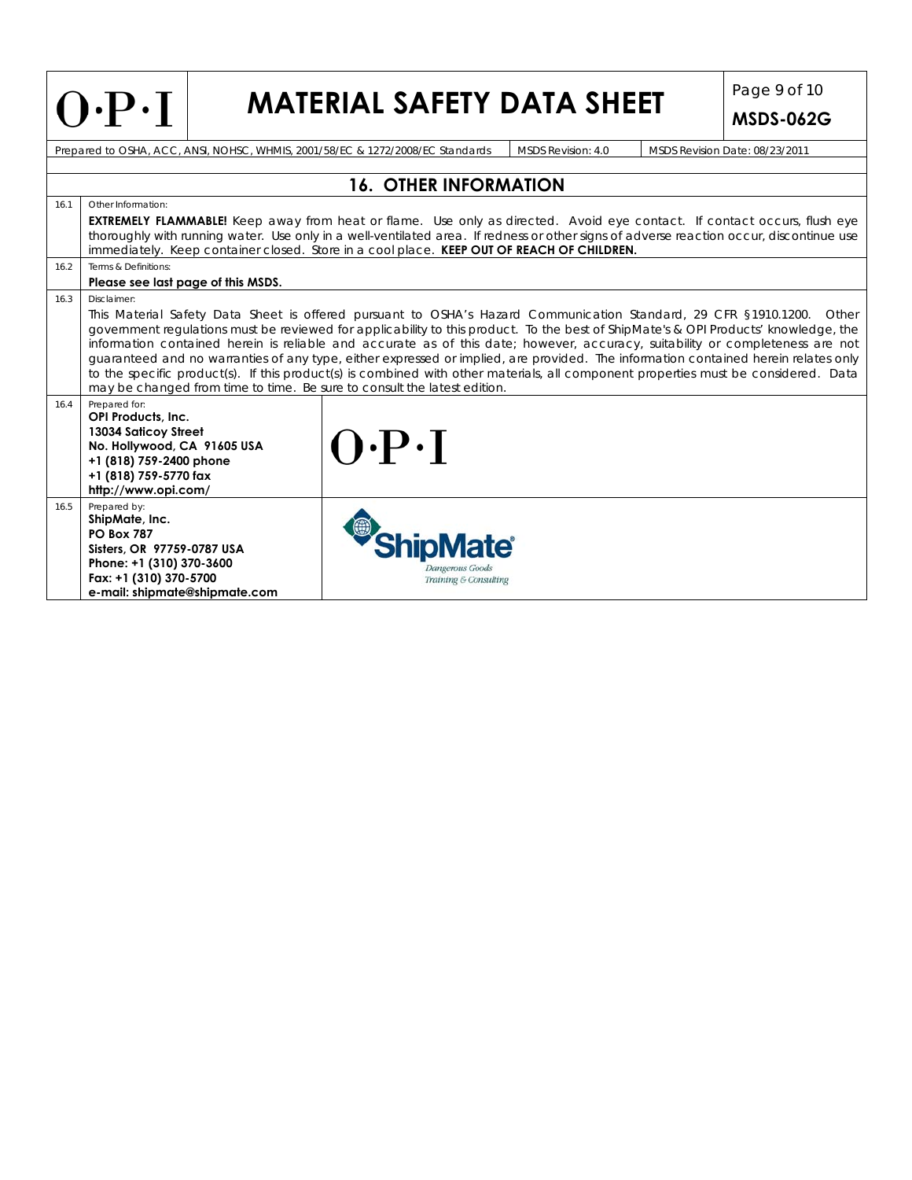## 16. OTHER INFORMATION

**16.1** Other Information:

**EXTREMELY FLAMMABLE!** Keep away from heat or flame. Use only as directed. Avoid eye contact. If contact occurs, flush eye thoroughly with running water. Use only in a well-ventilated area. If redness or other signs of adverse reaction occur, discontinue use immediately. Keep container closed. Store in a cool place. **KEEP OUT OF REACH OF CHILDREN.**

**16.2** Terms & Definitions:

**Please see last page of this MSDS.**

**16.3** Disclaimer:

This Material Safety Data Sheet is offered pursuant to OSHA's Hazard Communication Standard, 29 CFR §1910.1200. Other government regulations must be reviewed for applicability to this product. To the best of ShipMate's & OPI Products' knowledge, the information contained herein is reliable and accurate as of this date; however, accuracy, suitability or completeness are not guaranteed and no warranties of any type, either expressed or implied, are provided. The information contained herein relates only to the specific product(s). If this product(s) is combined with other materials, all component properties must be considered. Data may be changed from time to time. Be sure to consult the latest edition.

**16.4** Prepared for:

**OPI Products, Inc.**
**13034 Saticoy Street**
**No. Hollywood, CA 91605 USA**
**+1 (818) 759-2400 phone**
**+1 (818) 759-5770 fax**
**http://www.opi.com/**

**16.5** Prepared by:

**ShipMate, Inc.**
**PO Box 787**
**Sisters, OR 97759-0787 USA**
**Phone: +1 (310) 370-3600**
**Fax: +1 (310) 370-5700**
**e-mail: shipmate@shipmate.com**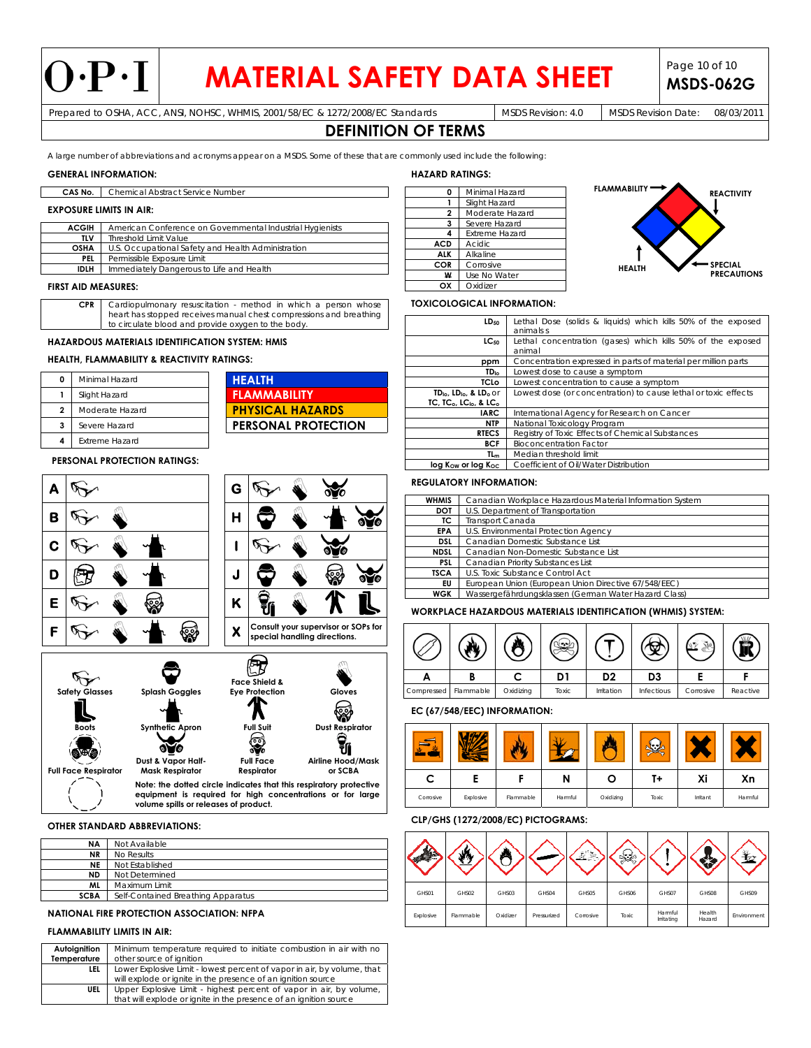# MATERIAL SAFETY DATA SHEET

**MSDS-062G**

Prepared to OSHA, ACC, ANSI, NOHSC, WHMIS, 2001/58/EC & 1272/2008/EC Standards | MSDS Revision: 4.0 | MSDS Revision Date: 08/03/2011

## DEFINITION OF TERMS

A large number of abbreviations and acronyms appear on a MSDS. Some of these that are commonly used include the following:

### GENERAL INFORMATION:

| | |
|---|---|
| CAS No. | Chemical Abstract Service Number |

### EXPOSURE LIMITS IN AIR:

| | |
|---|---|
| ACGIH | American Conference on Governmental Industrial Hygienists |
| TLV | Threshold Limit Value |
| OSHA | U.S. Occupational Safety and Health Administration |
| PEL | Permissible Exposure Limit |
| IDLH | Immediately Dangerous to Life and Health |

### FIRST AID MEASURES:

| | |
|---|---|
| CPR | Cardiopulmonary resuscitation - method in which a person whose heart has stopped receives manual chest compressions and breathing to circulate blood and provide oxygen to the body. |

### HAZARDOUS MATERIALS IDENTIFICATION SYSTEM: HMIS

### HEALTH, FLAMMABILITY & REACTIVITY RATINGS:

| | |
|---|---|
| 0 | Minimal Hazard |
| 1 | Slight Hazard |
| 2 | Moderate Hazard |
| 3 | Severe Hazard |
| 4 | Extreme Hazard |

HEALTH
FLAMMABILITY
PHYSICAL HAZARDS
PERSONAL PROTECTION

### PERSONAL PROTECTION RATINGS:

| | |
|---|---|
| A | Safety Glasses |
| B | Safety Glasses, Gloves |
| C | Safety Glasses, Gloves, Synthetic Apron |
| D | Face Shield & Eye Protection, Gloves, Synthetic Apron |
| E | Safety Glasses, Gloves, Dust Respirator |
| F | Safety Glasses, Gloves, Synthetic Apron, Dust Respirator |
| G | Safety Glasses, Gloves, Dust & Vapor Half-Mask Respirator |
| H | Splash Goggles, Gloves, Synthetic Apron, Dust & Vapor Half-Mask Respirator |
| I | Safety Glasses, Gloves, Dust & Vapor Half-Mask Respirator |
| J | Splash Goggles, Gloves, Full Face Respirator, Dust & Vapor Half-Mask Respirator |
| K | Airline Hood/Mask or SCBA, Gloves, Full Suit, Boots |
| X | Consult your supervisor or SOPs for special handling directions. |

Safety Glasses
Splash Goggles
Face Shield & Eye Protection
Gloves
Boots
Synthetic Apron
Full Suit
Dust Respirator
Full Face Respirator
Dust & Vapor Half-Mask Respirator
Full Face Respirator
Airline Hood/Mask or SCBA

Note: the dotted circle indicates that this respiratory protective equipment is required for high concentrations or for large volume spills or releases of product.

### OTHER STANDARD ABBREVIATIONS:

| | |
|---|---|
| NA | Not Available |
| NR | No Results |
| NE | Not Established |
| ND | Not Determined |
| ML | Maximum Limit |
| SCBA | Self-Contained Breathing Apparatus |

### NATIONAL FIRE PROTECTION ASSOCIATION: NFPA

### FLAMMABILITY LIMITS IN AIR:

| | |
|---|---|
| Autoignition Temperature | Minimum temperature required to initiate combustion in air with no other source of ignition |
| LEL | Lower Explosive Limit - lowest percent of vapor in air, by volume, that will explode or ignite in the presence of an ignition source |
| UEL | Upper Explosive Limit - highest percent of vapor in air, by volume, that will explode or ignite in the presence of an ignition source |

### HAZARD RATINGS:

| | |
|---|---|
| 0 | Minimal Hazard |
| 1 | Slight Hazard |
| 2 | Moderate Hazard |
| 3 | Severe Hazard |
| 4 | Extreme Hazard |
| ACD | Acidic |
| ALK | Alkaline |
| COR | Corrosive |
| W | Use No Water |
| OX | Oxidizer |

FLAMMABILITY
REACTIVITY
HEALTH
SPECIAL PRECAUTIONS

### TOXICOLOGICAL INFORMATION:

| | |
|---|---|
| $LD_{50}$ | Lethal Dose (solids & liquids) which kills 50% of the exposed animals |
| $LC_{50}$ | Lethal concentration (gases) which kills 50% of the exposed animal |
| ppm | Concentration expressed in parts of material per million parts |
| $TD_{lo}$ | Lowest dose to cause a symptom |
| TCLo | Lowest concentration to cause a symptom |
| $TD_{lo}$, $LD_{lo}$, & $LD_{o}$ or TC, $TC_{o}$, $LC_{lo}$, & $LC_{o}$ | Lowest dose (or concentration) to cause lethal or toxic effects |
| IARC | International Agency for Research on Cancer |
| NTP | National Toxicology Program |
| RTECS | Registry of Toxic Effects of Chemical Substances |
| BCF | Bioconcentration Factor |
| $TL_{m}$ | Median threshold limit |
| log $K_{OW}$ or log $K_{OC}$ | Coefficient of Oil/Water Distribution |

### REGULATORY INFORMATION:

| | |
|---|---|
| WHMIS | Canadian Workplace Hazardous Material Information System |
| DOT | U.S. Department of Transportation |
| TC | Transport Canada |
| EPA | U.S. Environmental Protection Agency |
| DSL | Canadian Domestic Substance List |
| NDSL | Canadian Non-Domestic Substance List |
| PSL | Canadian Priority Substances List |
| TSCA | U.S. Toxic Substance Control Act |
| EU | European Union (European Union Directive 67/548/EEC) |
| WGK | Wassergefährdungsklassen (German Water Hazard Class) |

### WORKPLACE HAZARDOUS MATERIALS IDENTIFICATION (WHMIS) SYSTEM:

| A | B | C | D1 | D2 | D3 | E | F |
|---|---|---|---|---|---|---|---|
| Compressed | Flammable | Oxidizing | Toxic | Irritation | Infectious | Corrosive | Reactive |

### EC (67/548/EEC) INFORMATION:

| C | E | F | N | O | T+ | Xi | Xn |
|---|---|---|---|---|---|---|---|
| Corrosive | Explosive | Flammable | Harmful | Oxidizing | Toxic | Irritant | Harmful |

### CLP/GHS (1272/2008/EC) PICTOGRAMS:

| GHS01 | GHS02 | GHS03 | GHS04 | GHS05 | GHS06 | GHS07 | GHS08 | GHS09 |
|---|---|---|---|---|---|---|---|---|
| Explosive | Flammable | Oxidizer | Pressurized | Corrosive | Toxic | Harmful Irritating | Health Hazard | Environment |